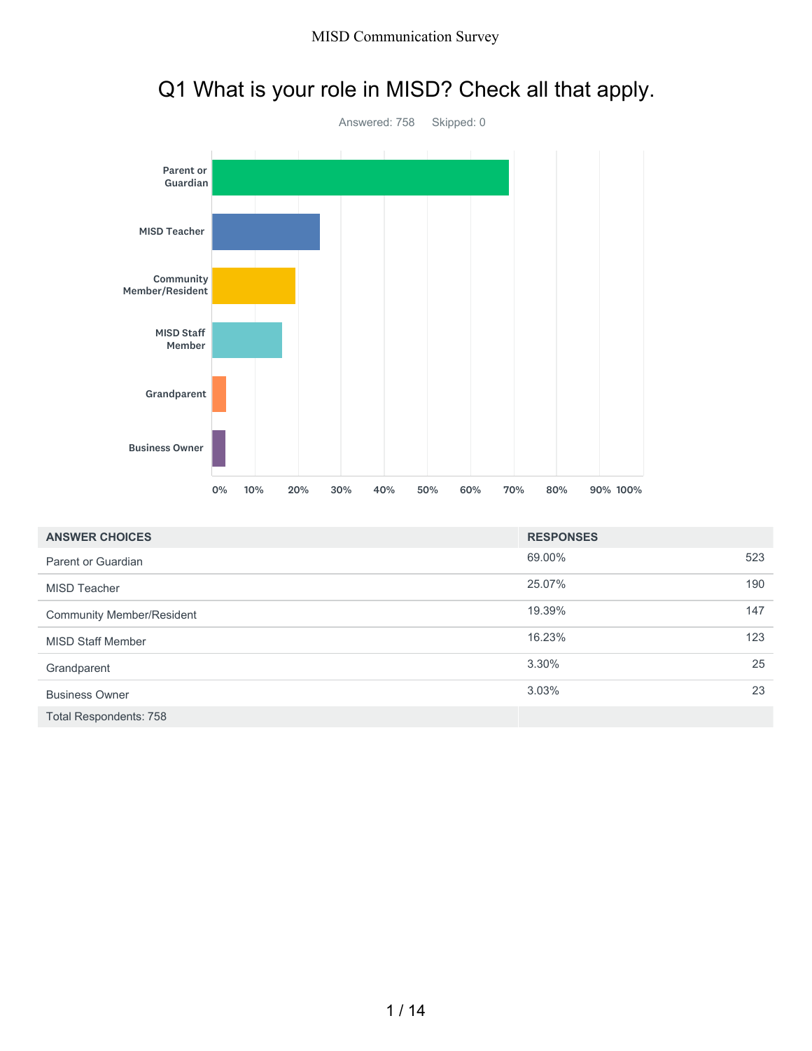# Q1 What is your role in MISD? Check all that apply.

Answered: 758 Skipped: 0

| ANSWER CHOICES | RESPONSES | |
|---|---|---|
| Parent or Guardian | 69.00% | 523 |
| MISD Teacher | 25.07% | 190 |
| Community Member/Resident | 19.39% | 147 |
| MISD Staff Member | 16.23% | 123 |
| Grandparent | 3.30% | 25 |
| Business Owner | 3.03% | 23 |
| Total Respondents: 758 | | |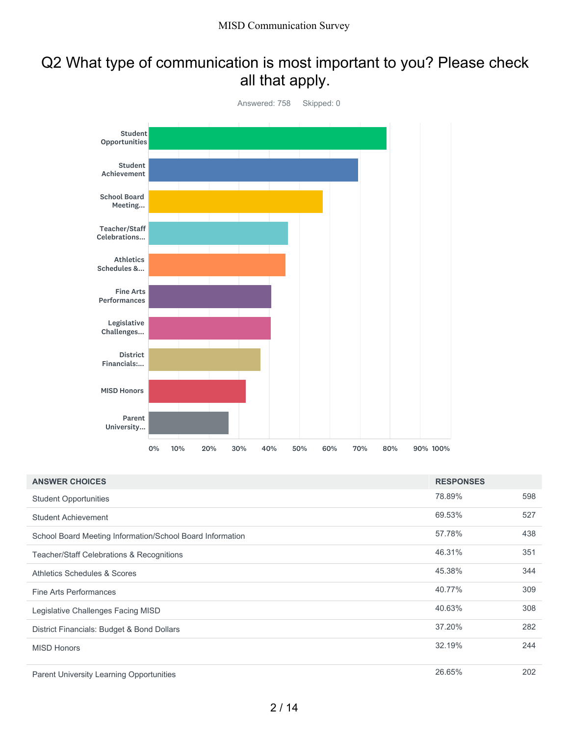## Q2 What type of communication is most important to you? Please check all that apply.

Answered: 758 Skipped: 0

| ANSWER CHOICES | RESPONSES | |
|---|---|---|
| Student Opportunities | 78.89% | 598 |
| Student Achievement | 69.53% | 527 |
| School Board Meeting Information/School Board Information | 57.78% | 438 |
| Teacher/Staff Celebrations & Recognitions | 46.31% | 351 |
| Athletics Schedules & Scores | 45.38% | 344 |
| Fine Arts Performances | 40.77% | 309 |
| Legislative Challenges Facing MISD | 40.63% | 308 |
| District Financials: Budget & Bond Dollars | 37.20% | 282 |
| MISD Honors | 32.19% | 244 |
| Parent University Learning Opportunities | 26.65% | 202 |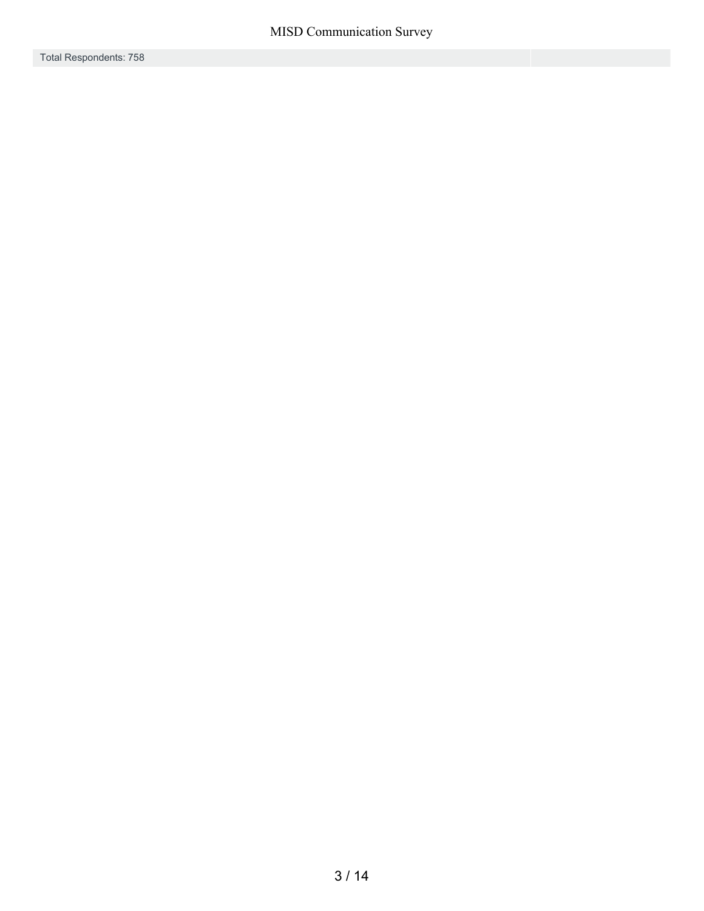| | |
| --- | --- |
| Total Respondents: 758 | |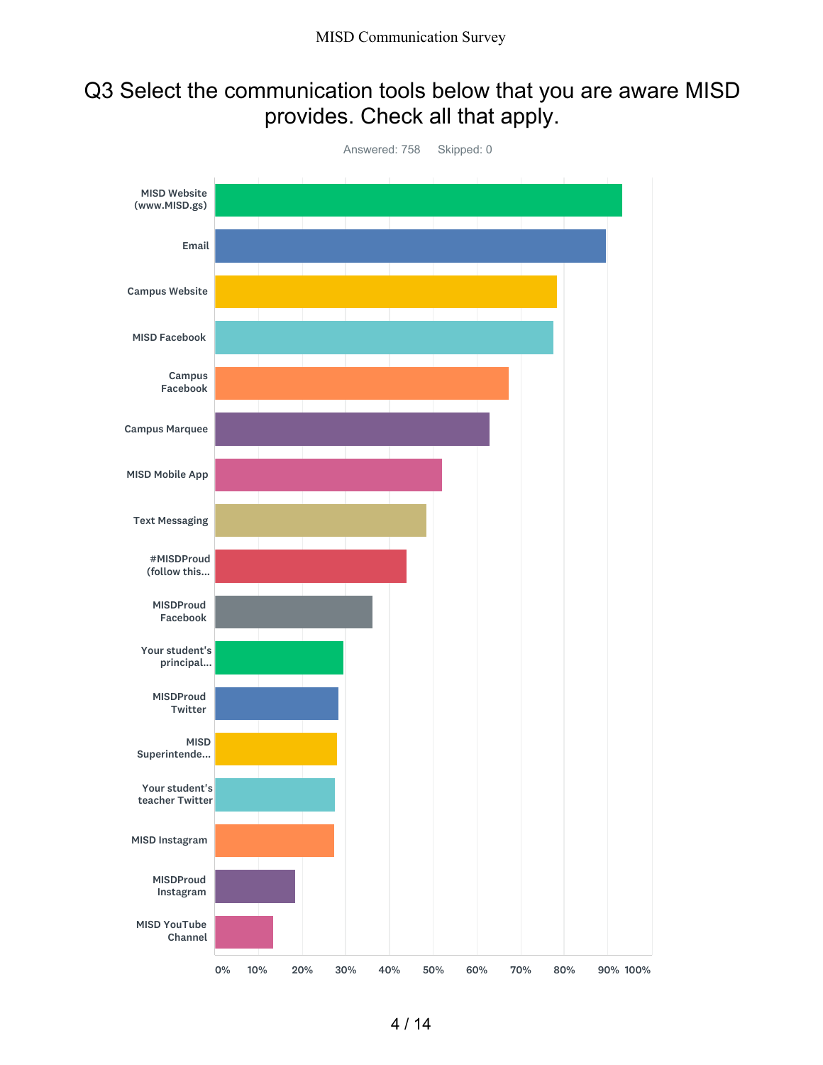# Q3 Select the communication tools below that you are aware MISD provides. Check all that apply.

Answered: 758 Skipped: 0

- MISD Website (www.MISD.gs)
- Email
- Campus Website
- MISD Facebook
- Campus Facebook
- Campus Marquee
- MISD Mobile App
- Text Messaging
- #MISDProud (follow this...
- MISDProud Facebook
- Your student's principal...
- MISDProud Twitter
- MISD Superintende...
- Your student's teacher Twitter
- MISD Instagram
- MISDProud Instagram
- MISD YouTube Channel

0% 10% 20% 30% 40% 50% 60% 70% 80% 90% 100%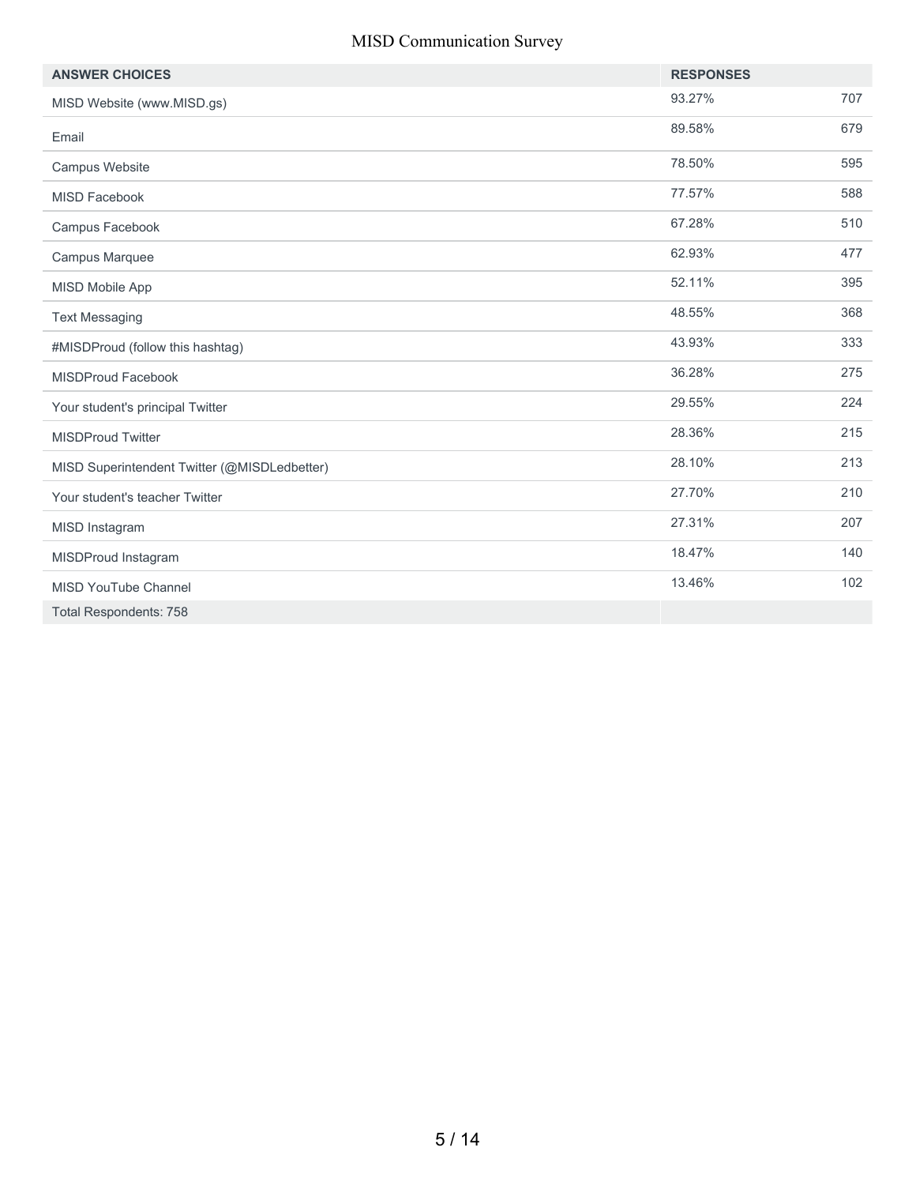| ANSWER CHOICES | RESPONSES | |
|---|---|---|
| MISD Website (www.MISD.gs) | 93.27% | 707 |
| Email | 89.58% | 679 |
| Campus Website | 78.50% | 595 |
| MISD Facebook | 77.57% | 588 |
| Campus Facebook | 67.28% | 510 |
| Campus Marquee | 62.93% | 477 |
| MISD Mobile App | 52.11% | 395 |
| Text Messaging | 48.55% | 368 |
| #MISDProud (follow this hashtag) | 43.93% | 333 |
| MISDProud Facebook | 36.28% | 275 |
| Your student's principal Twitter | 29.55% | 224 |
| MISDProud Twitter | 28.36% | 215 |
| MISD Superintendent Twitter (@MISDLedbetter) | 28.10% | 213 |
| Your student's teacher Twitter | 27.70% | 210 |
| MISD Instagram | 27.31% | 207 |
| MISDProud Instagram | 18.47% | 140 |
| MISD YouTube Channel | 13.46% | 102 |
| Total Respondents: 758 | | |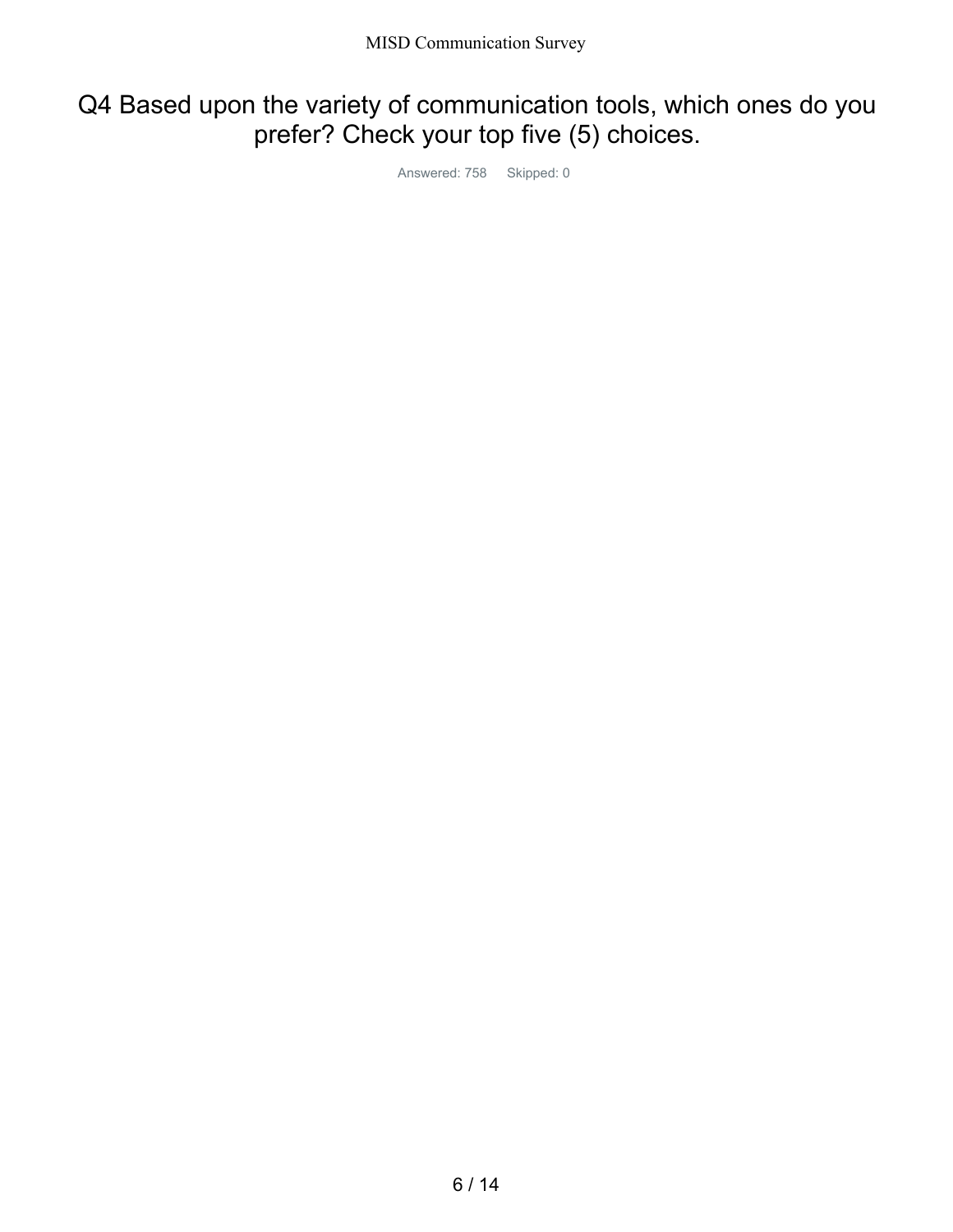# Q4 Based upon the variety of communication tools, which ones do you prefer? Check your top five (5) choices.

Answered: 758 Skipped: 0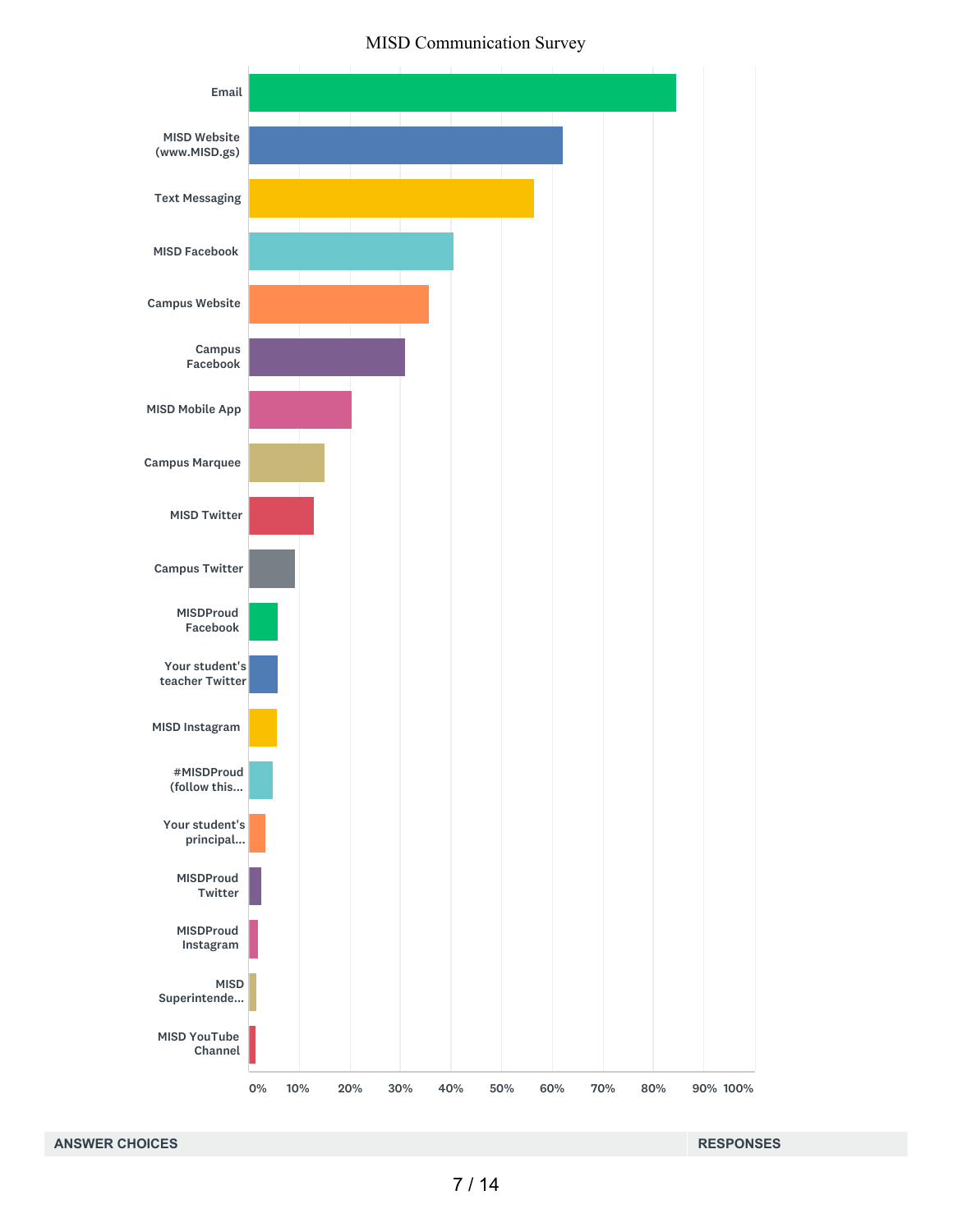MISD Communication Survey

| Answer | Approximate % |
|---|---|
| Email | ~84% |
| MISD Website (www.MISD.gs) | ~62% |
| Text Messaging | ~56% |
| MISD Facebook | ~40% |
| Campus Website | ~36% |
| Campus Facebook | ~31% |
| MISD Mobile App | ~20% |
| Campus Marquee | ~15% |
| MISD Twitter | ~13% |
| Campus Twitter | ~9% |
| MISDProud Facebook | ~6% |
| Your student's teacher Twitter | ~6% |
| MISD Instagram | ~5% |
| #MISDProud (follow this... | ~5% |
| Your student's principal... | ~3% |
| MISDProud Twitter | ~2% |
| MISDProud Instagram | ~2% |
| MISD Superintende... | ~1% |
| MISD YouTube Channel | ~1% |

0% 10% 20% 30% 40% 50% 60% 70% 80% 90% 100%

| ANSWER CHOICES | RESPONSES |
|---|---|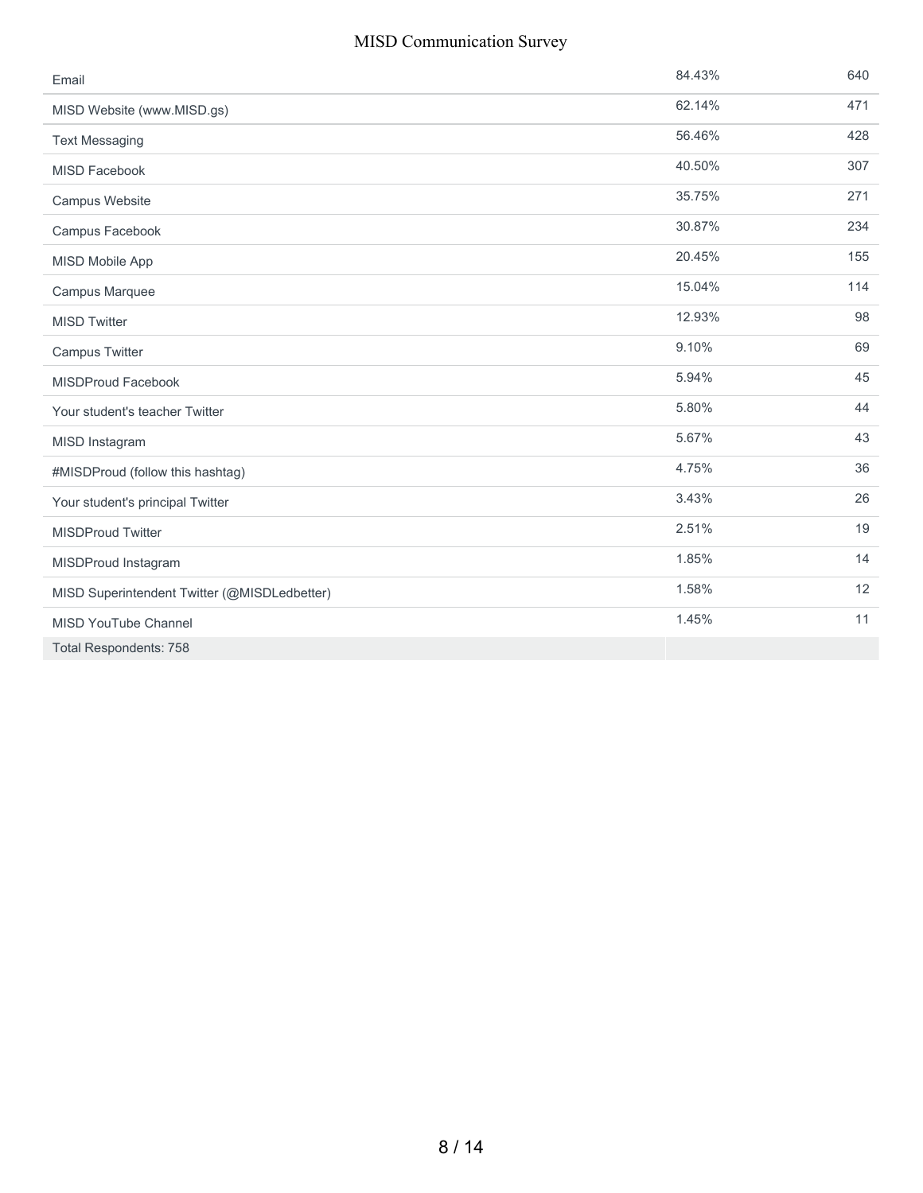| | | |
|---|---|---|
| Email | 84.43% | 640 |
| MISD Website (www.MISD.gs) | 62.14% | 471 |
| Text Messaging | 56.46% | 428 |
| MISD Facebook | 40.50% | 307 |
| Campus Website | 35.75% | 271 |
| Campus Facebook | 30.87% | 234 |
| MISD Mobile App | 20.45% | 155 |
| Campus Marquee | 15.04% | 114 |
| MISD Twitter | 12.93% | 98 |
| Campus Twitter | 9.10% | 69 |
| MISDProud Facebook | 5.94% | 45 |
| Your student's teacher Twitter | 5.80% | 44 |
| MISD Instagram | 5.67% | 43 |
| #MISDProud (follow this hashtag) | 4.75% | 36 |
| Your student's principal Twitter | 3.43% | 26 |
| MISDProud Twitter | 2.51% | 19 |
| MISDProud Instagram | 1.85% | 14 |
| MISD Superintendent Twitter (@MISDLedbetter) | 1.58% | 12 |
| MISD YouTube Channel | 1.45% | 11 |
| Total Respondents: 758 | | |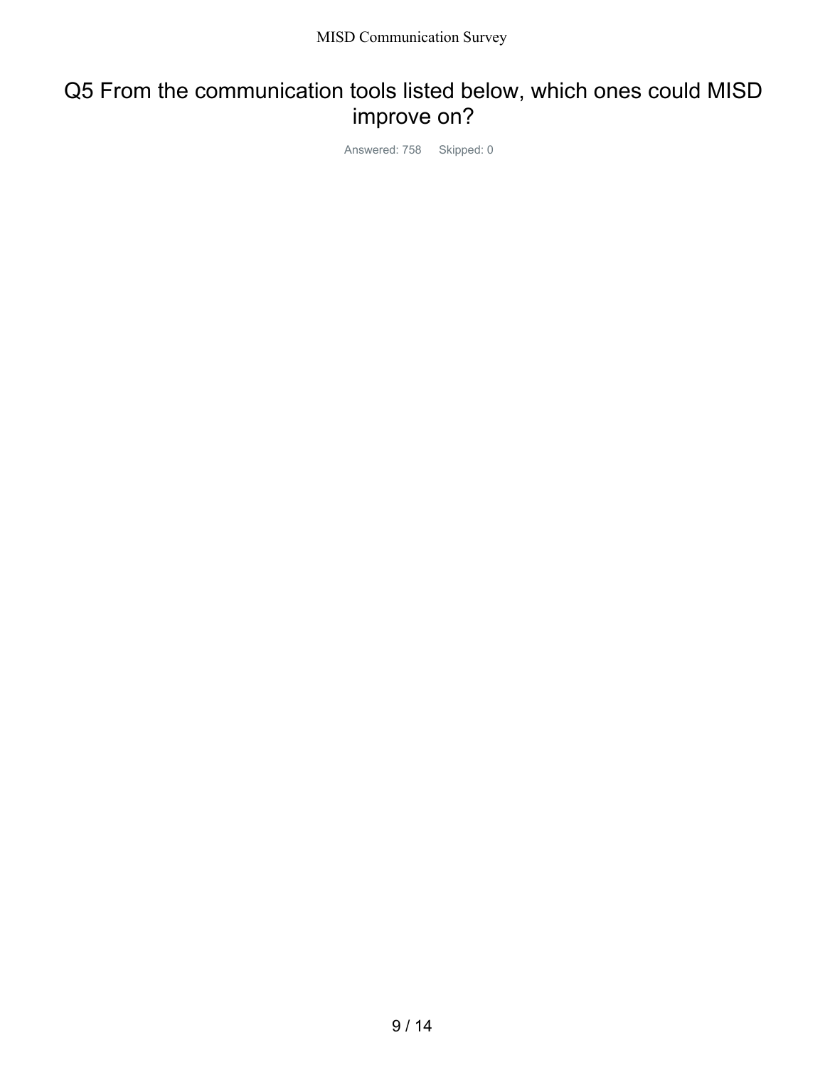# Q5 From the communication tools listed below, which ones could MISD improve on?

Answered: 758 Skipped: 0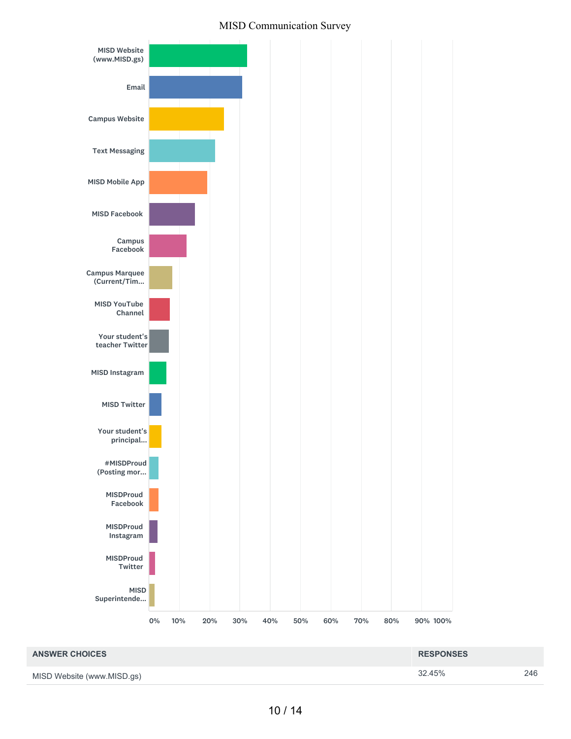MISD Communication Survey

MISD Website (www.MISD.gs)

Email

Campus Website

Text Messaging

MISD Mobile App

MISD Facebook

Campus Facebook

Campus Marquee (Current/Tim...

MISD YouTube Channel

Your student's teacher Twitter

MISD Instagram

MISD Twitter

Your student's principal...

#MISDProud (Posting mor...

MISDProud Facebook

MISDProud Instagram

MISDProud Twitter

MISD Superintende...

0% 10% 20% 30% 40% 50% 60% 70% 80% 90% 100%

| ANSWER CHOICES | RESPONSES | |
|---|---|---|
| MISD Website (www.MISD.gs) | 32.45% | 246 |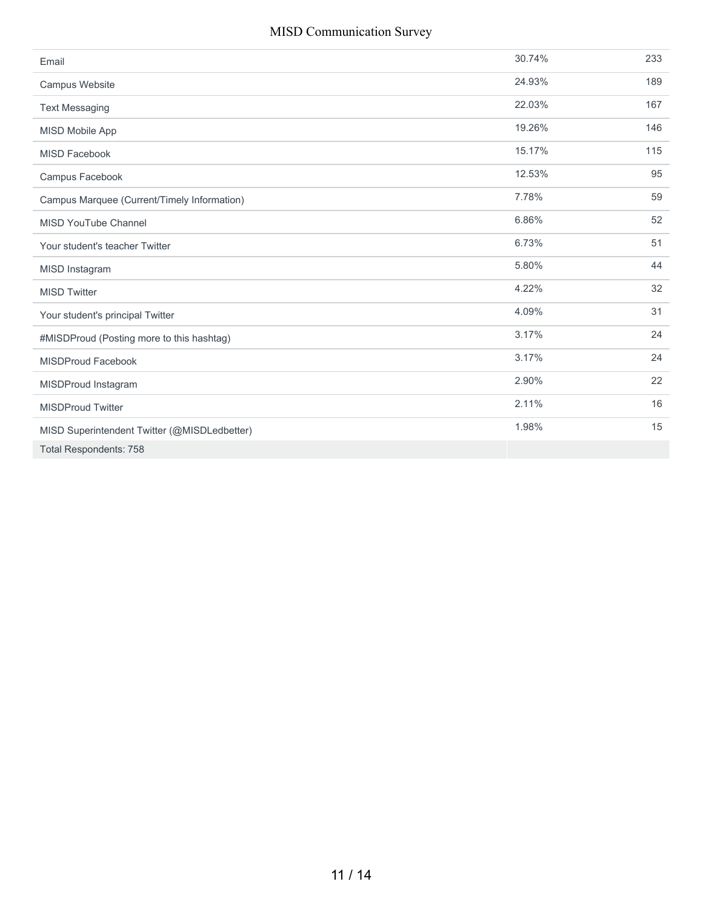| | | |
|---|---|---|
| Email | 30.74% | 233 |
| Campus Website | 24.93% | 189 |
| Text Messaging | 22.03% | 167 |
| MISD Mobile App | 19.26% | 146 |
| MISD Facebook | 15.17% | 115 |
| Campus Facebook | 12.53% | 95 |
| Campus Marquee (Current/Timely Information) | 7.78% | 59 |
| MISD YouTube Channel | 6.86% | 52 |
| Your student's teacher Twitter | 6.73% | 51 |
| MISD Instagram | 5.80% | 44 |
| MISD Twitter | 4.22% | 32 |
| Your student's principal Twitter | 4.09% | 31 |
| #MISDProud (Posting more to this hashtag) | 3.17% | 24 |
| MISDProud Facebook | 3.17% | 24 |
| MISDProud Instagram | 2.90% | 22 |
| MISDProud Twitter | 2.11% | 16 |
| MISD Superintendent Twitter (@MISDLedbetter) | 1.98% | 15 |
| Total Respondents: 758 | | |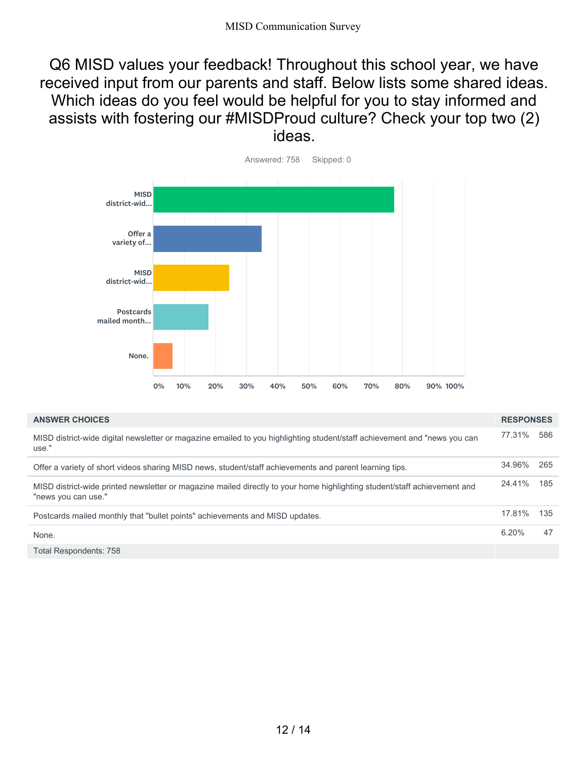# Q6 MISD values your feedback! Throughout this school year, we have received input from our parents and staff. Below lists some shared ideas. Which ideas do you feel would be helpful for you to stay informed and assists with fostering our #MISDProud culture? Check your top two (2) ideas.

Answered: 758    Skipped: 0

| ANSWER CHOICES | RESPONSES | |
|---|---|---|
| MISD district-wide digital newsletter or magazine emailed to you highlighting student/staff achievement and "news you can use." | 77.31% | 586 |
| Offer a variety of short videos sharing MISD news, student/staff achievements and parent learning tips. | 34.96% | 265 |
| MISD district-wide printed newsletter or magazine mailed directly to your home highlighting student/staff achievement and "news you can use." | 24.41% | 185 |
| Postcards mailed monthly that "bullet points" achievements and MISD updates. | 17.81% | 135 |
| None. | 6.20% | 47 |
| Total Respondents: 758 | | |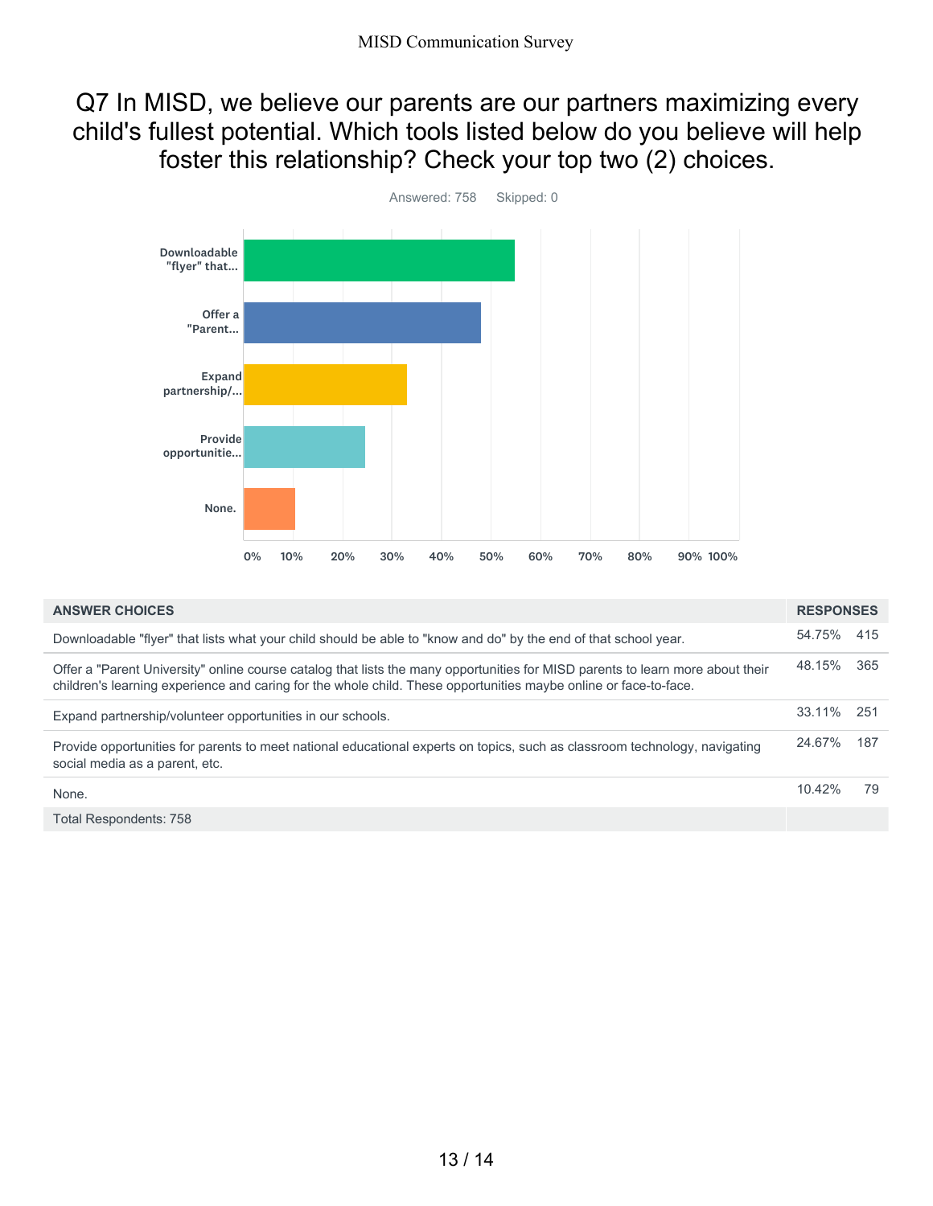# Q7 In MISD, we believe our parents are our partners maximizing every child's fullest potential. Which tools listed below do you believe will help foster this relationship? Check your top two (2) choices.

Answered: 758 Skipped: 0

| ANSWER CHOICES | RESPONSES | |
|---|---|---|
| Downloadable "flyer" that lists what your child should be able to "know and do" by the end of that school year. | 54.75% | 415 |
| Offer a "Parent University" online course catalog that lists the many opportunities for MISD parents to learn more about their children's learning experience and caring for the whole child. These opportunities maybe online or face-to-face. | 48.15% | 365 |
| Expand partnership/volunteer opportunities in our schools. | 33.11% | 251 |
| Provide opportunities for parents to meet national educational experts on topics, such as classroom technology, navigating social media as a parent, etc. | 24.67% | 187 |
| None. | 10.42% | 79 |
| Total Respondents: 758 | | |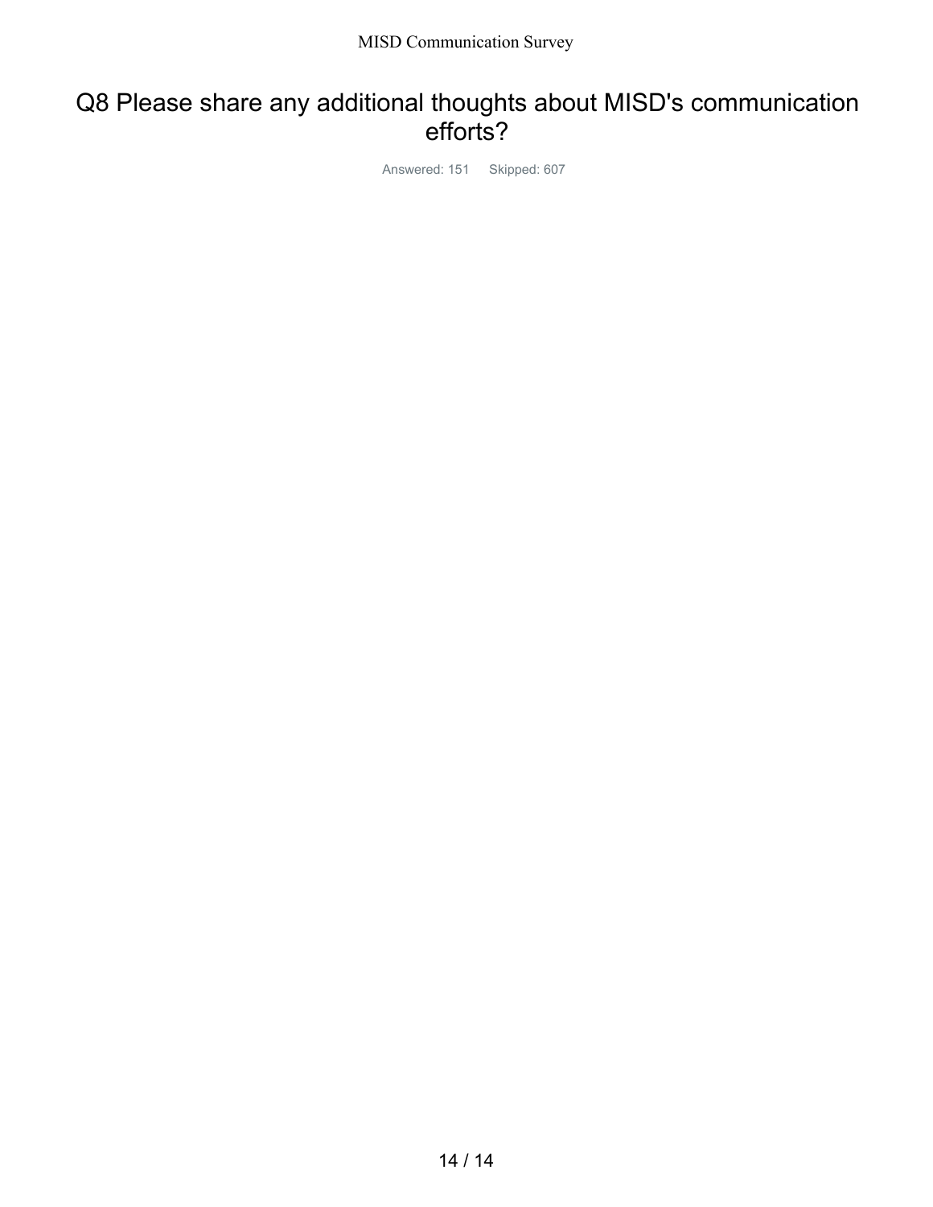# Q8 Please share any additional thoughts about MISD's communication efforts?

Answered: 151 Skipped: 607